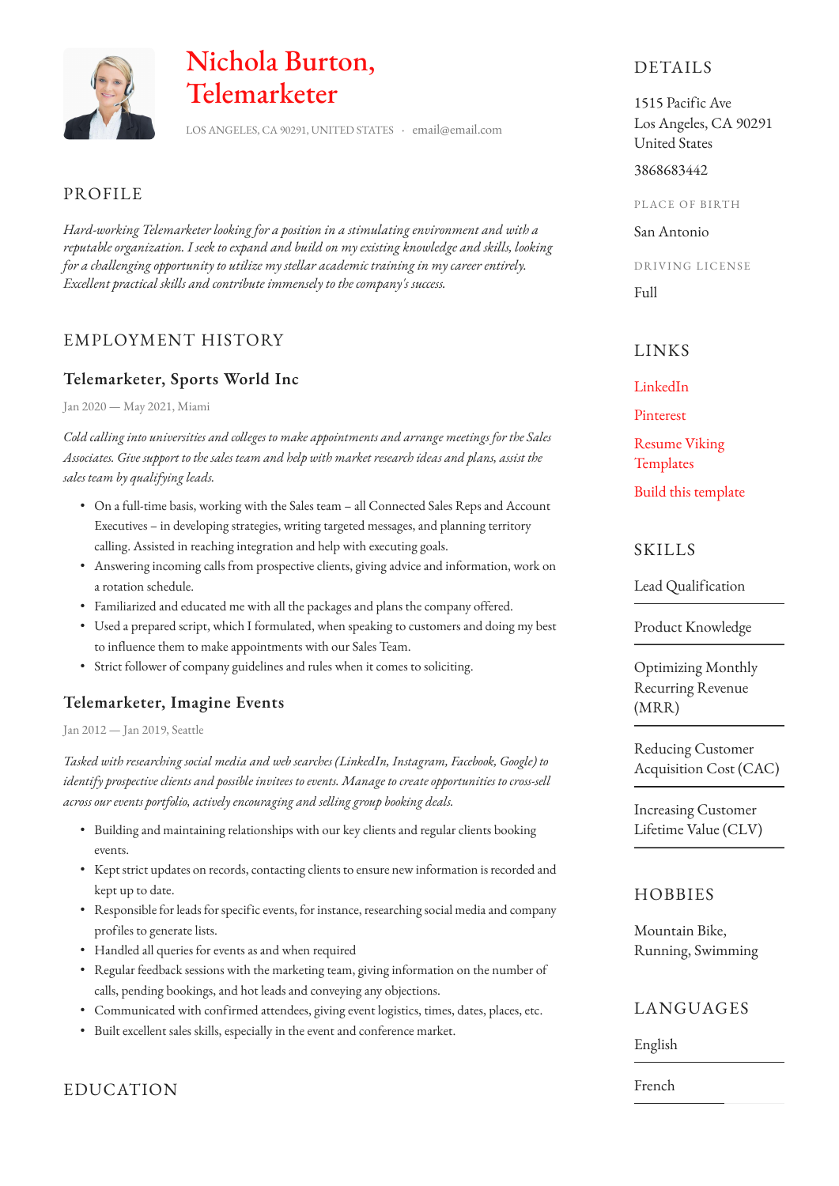# Nichola Burton, Telemarketer

LOS ANGELES, CA 90291, UNITED STATES · email@email.com

## PROFILE

*Hard-working Telemarketer looking for a position in a stimulating environment and with a reputable organization. I seek to expand and build on my existing knowledge and skills, looking for a challenging opportunity to utilize my stellar academic training in my career entirely. Excellent practical skills and contribute immensely to the company's success.*

## EMPLOYMENT HISTORY

### Telemarketer, Sports World Inc

Jan 2020 — May 2021, Miami

*Cold calling into universities and colleges to make appointments and arrange meetings for the Sales Associates. Give support to the sales team and help with market research ideas and plans, assist the sales team by qualifying leads.*

- On a full-time basis, working with the Sales team – all Connected Sales Reps and Account Executives – in developing strategies, writing targeted messages, and planning territory calling. Assisted in reaching integration and help with executing goals.
- Answering incoming calls from prospective clients, giving advice and information, work on a rotation schedule.
- Familiarized and educated me with all the packages and plans the company offered.
- Used a prepared script, which I formulated, when speaking to customers and doing my best to influence them to make appointments with our Sales Team.
- Strict follower of company guidelines and rules when it comes to soliciting.

### Telemarketer, Imagine Events

Jan 2012 — Jan 2019, Seattle

*Tasked with researching social media and web searches (LinkedIn, Instagram, Facebook, Google) to identify prospective clients and possible invitees to events. Manage to create opportunities to cross-sell across our events portfolio, actively encouraging and selling group booking deals.*

- Building and maintaining relationships with our key clients and regular clients booking events.
- Kept strict updates on records, contacting clients to ensure new information is recorded and kept up to date.
- Responsible for leads for specific events, for instance, researching social media and company profiles to generate lists.
- Handled all queries for events as and when required
- Regular feedback sessions with the marketing team, giving information on the number of calls, pending bookings, and hot leads and conveying any objections.
- Communicated with confirmed attendees, giving event logistics, times, dates, places, etc.
- Built excellent sales skills, especially in the event and conference market.

## EDUCATION

## DETAILS

1515 Pacific Ave
Los Angeles, CA 90291
United States

3868683442

PLACE OF BIRTH

San Antonio

DRIVING LICENSE

Full

## LINKS

LinkedIn

Pinterest

Resume Viking Templates

Build this template

## SKILLS

Lead Qualification

Product Knowledge

Optimizing Monthly Recurring Revenue (MRR)

Reducing Customer Acquisition Cost (CAC)

Increasing Customer Lifetime Value (CLV)

## HOBBIES

Mountain Bike, Running, Swimming

## LANGUAGES

English

French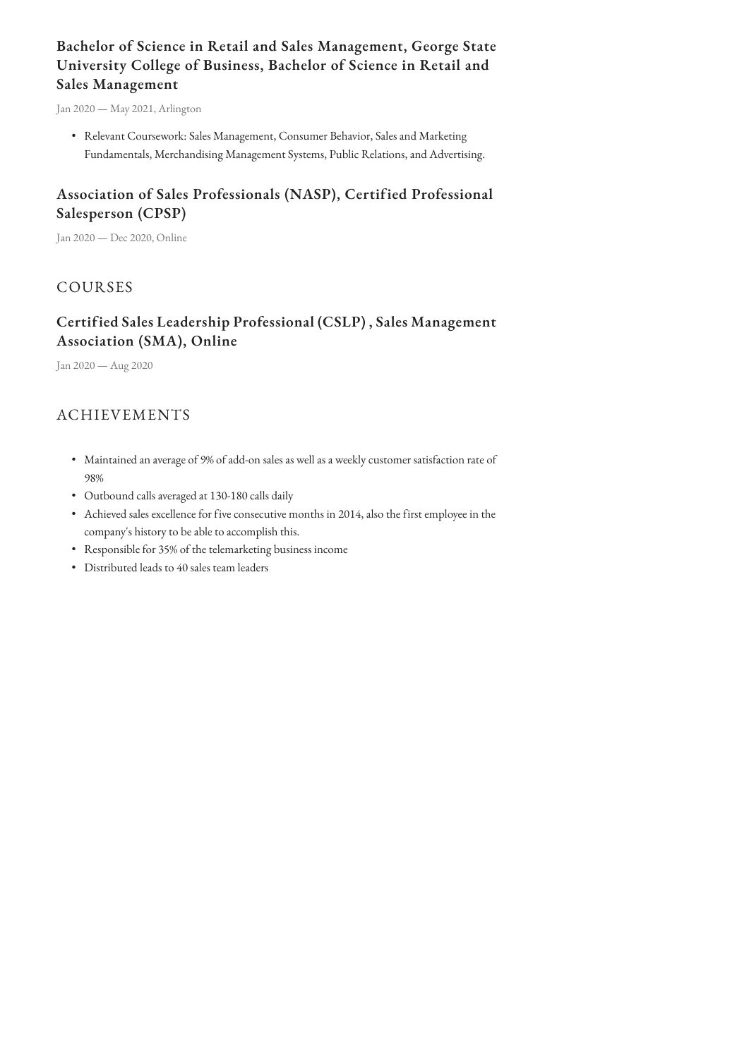### Bachelor of Science in Retail and Sales Management, George State University College of Business, Bachelor of Science in Retail and Sales Management

Jan 2020 — May 2021, Arlington

- Relevant Coursework: Sales Management, Consumer Behavior, Sales and Marketing Fundamentals, Merchandising Management Systems, Public Relations, and Advertising.

### Association of Sales Professionals (NASP), Certified Professional Salesperson (CPSP)

Jan 2020 — Dec 2020, Online

## COURSES

### Certified Sales Leadership Professional (CSLP) , Sales Management Association (SMA), Online

Jan 2020 — Aug 2020

## ACHIEVEMENTS

- Maintained an average of 9% of add-on sales as well as a weekly customer satisfaction rate of 98%
- Outbound calls averaged at 130-180 calls daily
- Achieved sales excellence for five consecutive months in 2014, also the first employee in the company's history to be able to accomplish this.
- Responsible for 35% of the telemarketing business income
- Distributed leads to 40 sales team leaders